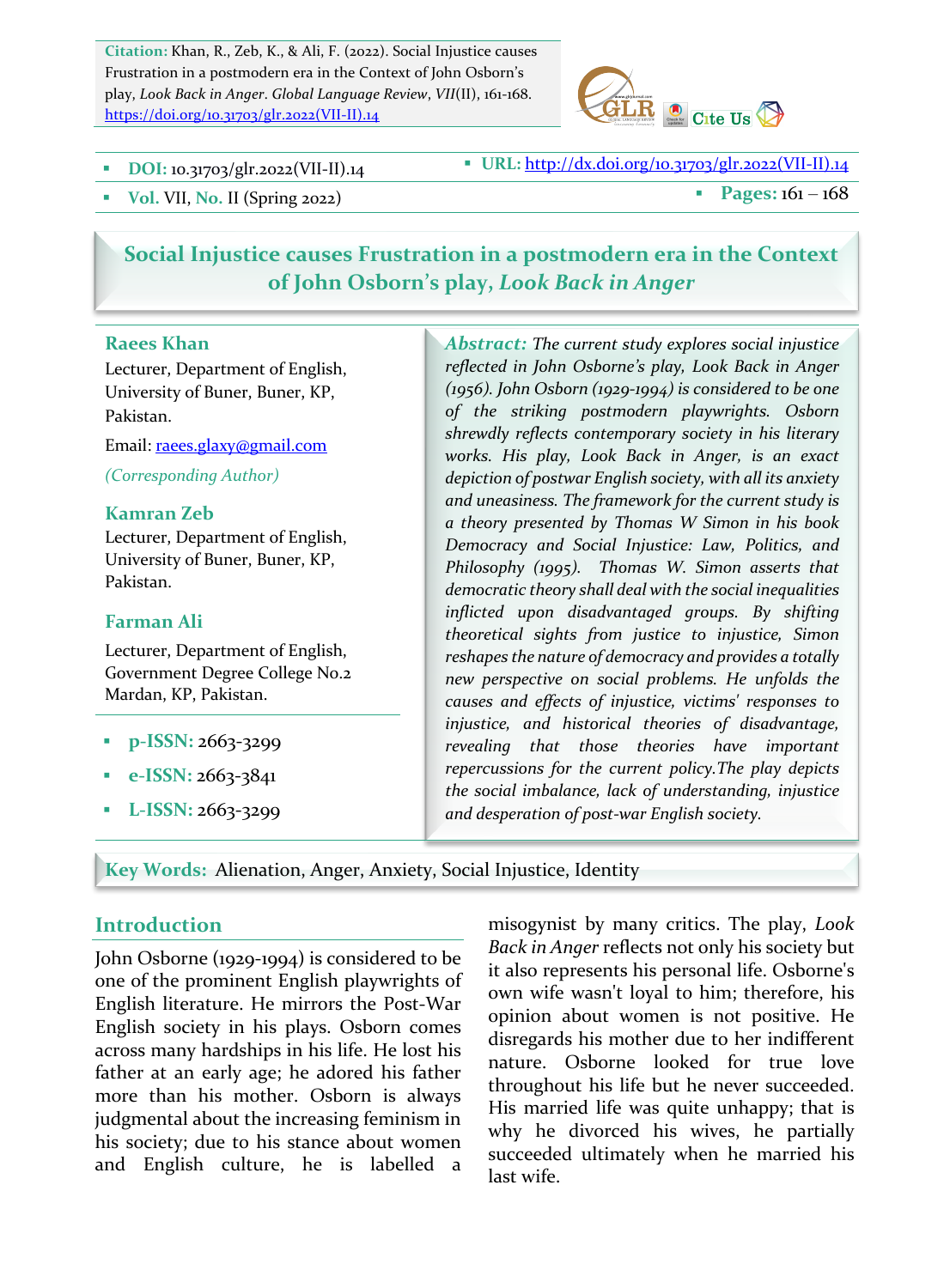**Citation:** Khan, R., Zeb, K., & Ali, F. (2022). Social Injustice causes Frustration in a postmodern era in the Context of John Osborn's play, *Look Back in Anger*. *Global Language Review*, *VII*(II), 161-168. https://doi.org/10.31703/glr.2022(VII-II).14

- **DOI:** 10.31703/glr.2022(VII-II).14
- **URL:** http://dx.doi.org/10.31703/glr.2022(VII-II).14
- **Vol.** VII, **No.** II (Spring 2022)
- **Pages:** 161 – 168

# Social Injustice causes Frustration in a postmodern era in the Context of John Osborn's play, *Look Back in Anger*

**Raees Khan**
Lecturer, Department of English, University of Buner, Buner, KP, Pakistan.
Email: raees.glaxy@gmail.com
*(Corresponding Author)*

**Kamran Zeb**
Lecturer, Department of English, University of Buner, Buner, KP, Pakistan.

**Farman Ali**
Lecturer, Department of English, Government Degree College No.2 Mardan, KP, Pakistan.

- **p-ISSN:** 2663-3299
- **e-ISSN:** 2663-3841
- **L-ISSN:** 2663-3299

***Abstract:*** *The current study explores social injustice reflected in John Osborne's play, Look Back in Anger (1956). John Osborn (1929-1994) is considered to be one of the striking postmodern playwrights. Osborn shrewdly reflects contemporary society in his literary works. His play, Look Back in Anger, is an exact depiction of postwar English society, with all its anxiety and uneasiness. The framework for the current study is a theory presented by Thomas W Simon in his book Democracy and Social Injustice: Law, Politics, and Philosophy (1995). Thomas W. Simon asserts that democratic theory shall deal with the social inequalities inflicted upon disadvantaged groups. By shifting theoretical sights from justice to injustice, Simon reshapes the nature of democracy and provides a totally new perspective on social problems. He unfolds the causes and effects of injustice, victims' responses to injustice, and historical theories of disadvantage, revealing that those theories have important repercussions for the current policy.The play depicts the social imbalance, lack of understanding, injustice and desperation of post-war English society.*

**Key Words:** Alienation, Anger, Anxiety, Social Injustice, Identity

## Introduction

John Osborne (1929-1994) is considered to be one of the prominent English playwrights of English literature. He mirrors the Post-War English society in his plays. Osborn comes across many hardships in his life. He lost his father at an early age; he adored his father more than his mother. Osborn is always judgmental about the increasing feminism in his society; due to his stance about women and English culture, he is labelled a misogynist by many critics. The play, *Look Back in Anger* reflects not only his society but it also represents his personal life. Osborne's own wife wasn't loyal to him; therefore, his opinion about women is not positive. He disregards his mother due to her indifferent nature. Osborne looked for true love throughout his life but he never succeeded. His married life was quite unhappy; that is why he divorced his wives, he partially succeeded ultimately when he married his last wife.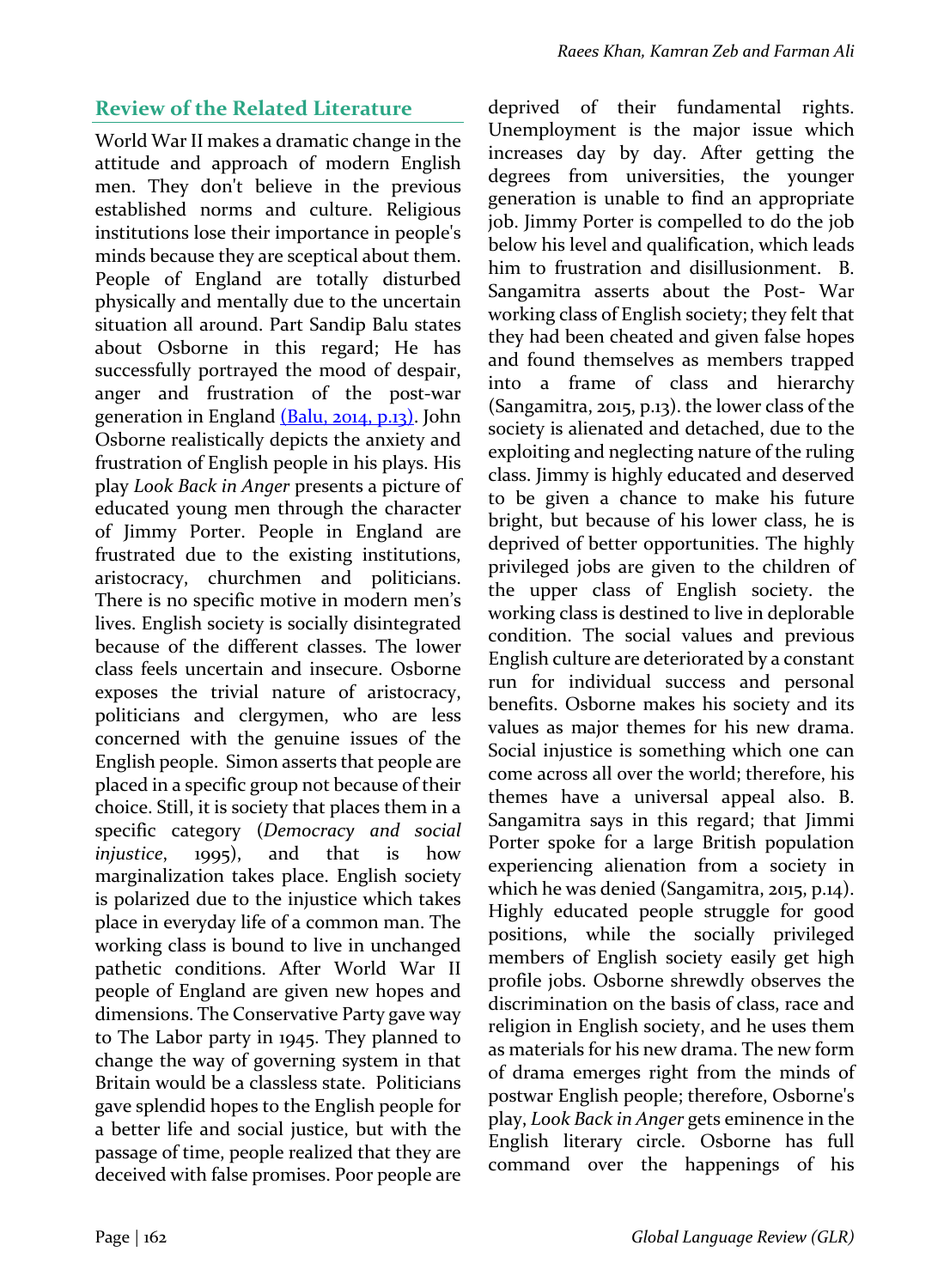## Review of the Related Literature

World War II makes a dramatic change in the attitude and approach of modern English men. They don't believe in the previous established norms and culture. Religious institutions lose their importance in people's minds because they are sceptical about them. People of England are totally disturbed physically and mentally due to the uncertain situation all around. Part Sandip Balu states about Osborne in this regard; He has successfully portrayed the mood of despair, anger and frustration of the post-war generation in England (Balu, 2014, p.13). John Osborne realistically depicts the anxiety and frustration of English people in his plays. His play *Look Back in Anger* presents a picture of educated young men through the character of Jimmy Porter. People in England are frustrated due to the existing institutions, aristocracy, churchmen and politicians. There is no specific motive in modern men's lives. English society is socially disintegrated because of the different classes. The lower class feels uncertain and insecure. Osborne exposes the trivial nature of aristocracy, politicians and clergymen, who are less concerned with the genuine issues of the English people. Simon asserts that people are placed in a specific group not because of their choice. Still, it is society that places them in a specific category (*Democracy and social injustice*, 1995), and that is how marginalization takes place. English society is polarized due to the injustice which takes place in everyday life of a common man. The working class is bound to live in unchanged pathetic conditions. After World War II people of England are given new hopes and dimensions. The Conservative Party gave way to The Labor party in 1945. They planned to change the way of governing system in that Britain would be a classless state. Politicians gave splendid hopes to the English people for a better life and social justice, but with the passage of time, people realized that they are deceived with false promises. Poor people are deprived of their fundamental rights. Unemployment is the major issue which increases day by day. After getting the degrees from universities, the younger generation is unable to find an appropriate job. Jimmy Porter is compelled to do the job below his level and qualification, which leads him to frustration and disillusionment. B. Sangamitra asserts about the Post- War working class of English society; they felt that they had been cheated and given false hopes and found themselves as members trapped into a frame of class and hierarchy (Sangamitra, 2015, p.13). the lower class of the society is alienated and detached, due to the exploiting and neglecting nature of the ruling class. Jimmy is highly educated and deserved to be given a chance to make his future bright, but because of his lower class, he is deprived of better opportunities. The highly privileged jobs are given to the children of the upper class of English society. the working class is destined to live in deplorable condition. The social values and previous English culture are deteriorated by a constant run for individual success and personal benefits. Osborne makes his society and its values as major themes for his new drama. Social injustice is something which one can come across all over the world; therefore, his themes have a universal appeal also. B. Sangamitra says in this regard; that Jimmi Porter spoke for a large British population experiencing alienation from a society in which he was denied (Sangamitra, 2015, p.14). Highly educated people struggle for good positions, while the socially privileged members of English society easily get high profile jobs. Osborne shrewdly observes the discrimination on the basis of class, race and religion in English society, and he uses them as materials for his new drama. The new form of drama emerges right from the minds of postwar English people; therefore, Osborne's play, *Look Back in Anger* gets eminence in the English literary circle. Osborne has full command over the happenings of his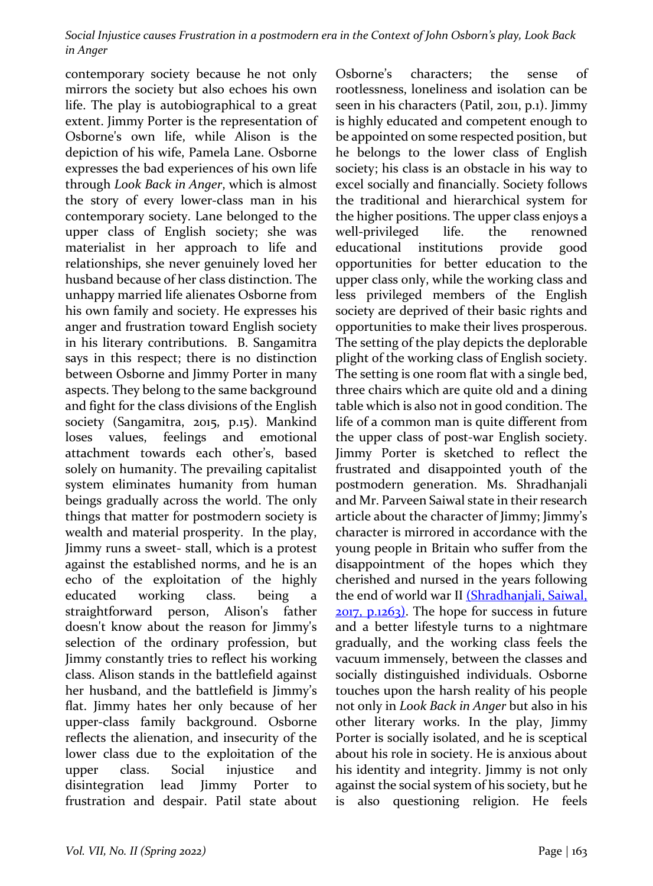contemporary society because he not only mirrors the society but also echoes his own life. The play is autobiographical to a great extent. Jimmy Porter is the representation of Osborne's own life, while Alison is the depiction of his wife, Pamela Lane. Osborne expresses the bad experiences of his own life through *Look Back in Anger*, which is almost the story of every lower-class man in his contemporary society. Lane belonged to the upper class of English society; she was materialist in her approach to life and relationships, she never genuinely loved her husband because of her class distinction. The unhappy married life alienates Osborne from his own family and society. He expresses his anger and frustration toward English society in his literary contributions. B. Sangamitra says in this respect; there is no distinction between Osborne and Jimmy Porter in many aspects. They belong to the same background and fight for the class divisions of the English society (Sangamitra, 2015, p.15). Mankind loses values, feelings and emotional attachment towards each other's, based solely on humanity. The prevailing capitalist system eliminates humanity from human beings gradually across the world. The only things that matter for postmodern society is wealth and material prosperity. In the play, Jimmy runs a sweet- stall, which is a protest against the established norms, and he is an echo of the exploitation of the highly educated working class. being a straightforward person, Alison's father doesn't know about the reason for Jimmy's selection of the ordinary profession, but Jimmy constantly tries to reflect his working class. Alison stands in the battlefield against her husband, and the battlefield is Jimmy's flat. Jimmy hates her only because of her upper-class family background. Osborne reflects the alienation, and insecurity of the lower class due to the exploitation of the upper class. Social injustice and disintegration lead Jimmy Porter to frustration and despair. Patil state about Osborne's characters; the sense of rootlessness, loneliness and isolation can be seen in his characters (Patil, 2011, p.1). Jimmy is highly educated and competent enough to be appointed on some respected position, but he belongs to the lower class of English society; his class is an obstacle in his way to excel socially and financially. Society follows the traditional and hierarchical system for the higher positions. The upper class enjoys a well-privileged life. the renowned educational institutions provide good opportunities for better education to the upper class only, while the working class and less privileged members of the English society are deprived of their basic rights and opportunities to make their lives prosperous. The setting of the play depicts the deplorable plight of the working class of English society. The setting is one room flat with a single bed, three chairs which are quite old and a dining table which is also not in good condition. The life of a common man is quite different from the upper class of post-war English society. Jimmy Porter is sketched to reflect the frustrated and disappointed youth of the postmodern generation. Ms. Shradhanjali and Mr. Parveen Saiwal state in their research article about the character of Jimmy; Jimmy's character is mirrored in accordance with the young people in Britain who suffer from the disappointment of the hopes which they cherished and nursed in the years following the end of world war II (Shradhanjali, Saiwal, 2017, p.1263). The hope for success in future and a better lifestyle turns to a nightmare gradually, and the working class feels the vacuum immensely, between the classes and socially distinguished individuals. Osborne touches upon the harsh reality of his people not only in *Look Back in Anger* but also in his other literary works. In the play, Jimmy Porter is socially isolated, and he is sceptical about his role in society. He is anxious about his identity and integrity. Jimmy is not only against the social system of his society, but he is also questioning religion. He feels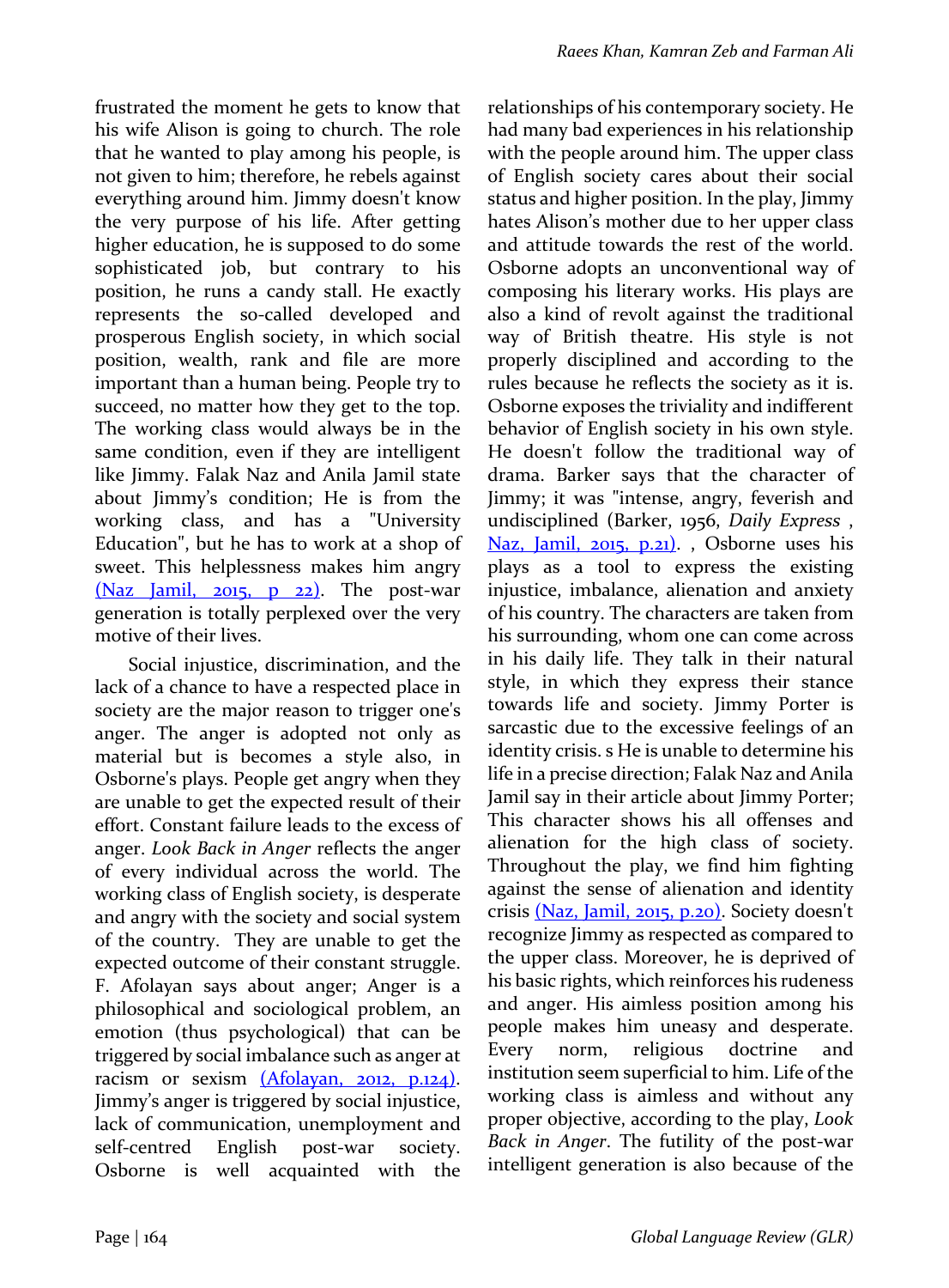frustrated the moment he gets to know that his wife Alison is going to church. The role that he wanted to play among his people, is not given to him; therefore, he rebels against everything around him. Jimmy doesn't know the very purpose of his life. After getting higher education, he is supposed to do some sophisticated job, but contrary to his position, he runs a candy stall. He exactly represents the so-called developed and prosperous English society, in which social position, wealth, rank and file are more important than a human being. People try to succeed, no matter how they get to the top. The working class would always be in the same condition, even if they are intelligent like Jimmy. Falak Naz and Anila Jamil state about Jimmy's condition; He is from the working class, and has a "University Education", but he has to work at a shop of sweet. This helplessness makes him angry (Naz Jamil, 2015, p 22). The post-war generation is totally perplexed over the very motive of their lives.

Social injustice, discrimination, and the lack of a chance to have a respected place in society are the major reason to trigger one's anger. The anger is adopted not only as material but is becomes a style also, in Osborne's plays. People get angry when they are unable to get the expected result of their effort. Constant failure leads to the excess of anger. *Look Back in Anger* reflects the anger of every individual across the world. The working class of English society, is desperate and angry with the society and social system of the country. They are unable to get the expected outcome of their constant struggle. F. Afolayan says about anger; Anger is a philosophical and sociological problem, an emotion (thus psychological) that can be triggered by social imbalance such as anger at racism or sexism (Afolayan, 2012, p.124). Jimmy's anger is triggered by social injustice, lack of communication, unemployment and self-centred English post-war society. Osborne is well acquainted with the relationships of his contemporary society. He had many bad experiences in his relationship with the people around him. The upper class of English society cares about their social status and higher position. In the play, Jimmy hates Alison's mother due to her upper class and attitude towards the rest of the world. Osborne adopts an unconventional way of composing his literary works. His plays are also a kind of revolt against the traditional way of British theatre. His style is not properly disciplined and according to the rules because he reflects the society as it is. Osborne exposes the triviality and indifferent behavior of English society in his own style. He doesn't follow the traditional way of drama. Barker says that the character of Jimmy; it was "intense, angry, feverish and undisciplined (Barker, 1956, *Daily Express* , Naz, Jamil, 2015, p.21). , Osborne uses his plays as a tool to express the existing injustice, imbalance, alienation and anxiety of his country. The characters are taken from his surrounding, whom one can come across in his daily life. They talk in their natural style, in which they express their stance towards life and society. Jimmy Porter is sarcastic due to the excessive feelings of an identity crisis. s He is unable to determine his life in a precise direction; Falak Naz and Anila Jamil say in their article about Jimmy Porter; This character shows his all offenses and alienation for the high class of society. Throughout the play, we find him fighting against the sense of alienation and identity crisis (Naz, Jamil, 2015, p.20). Society doesn't recognize Jimmy as respected as compared to the upper class. Moreover, he is deprived of his basic rights, which reinforces his rudeness and anger. His aimless position among his people makes him uneasy and desperate. Every norm, religious doctrine and institution seem superficial to him. Life of the working class is aimless and without any proper objective, according to the play, *Look Back in Anger*. The futility of the post-war intelligent generation is also because of the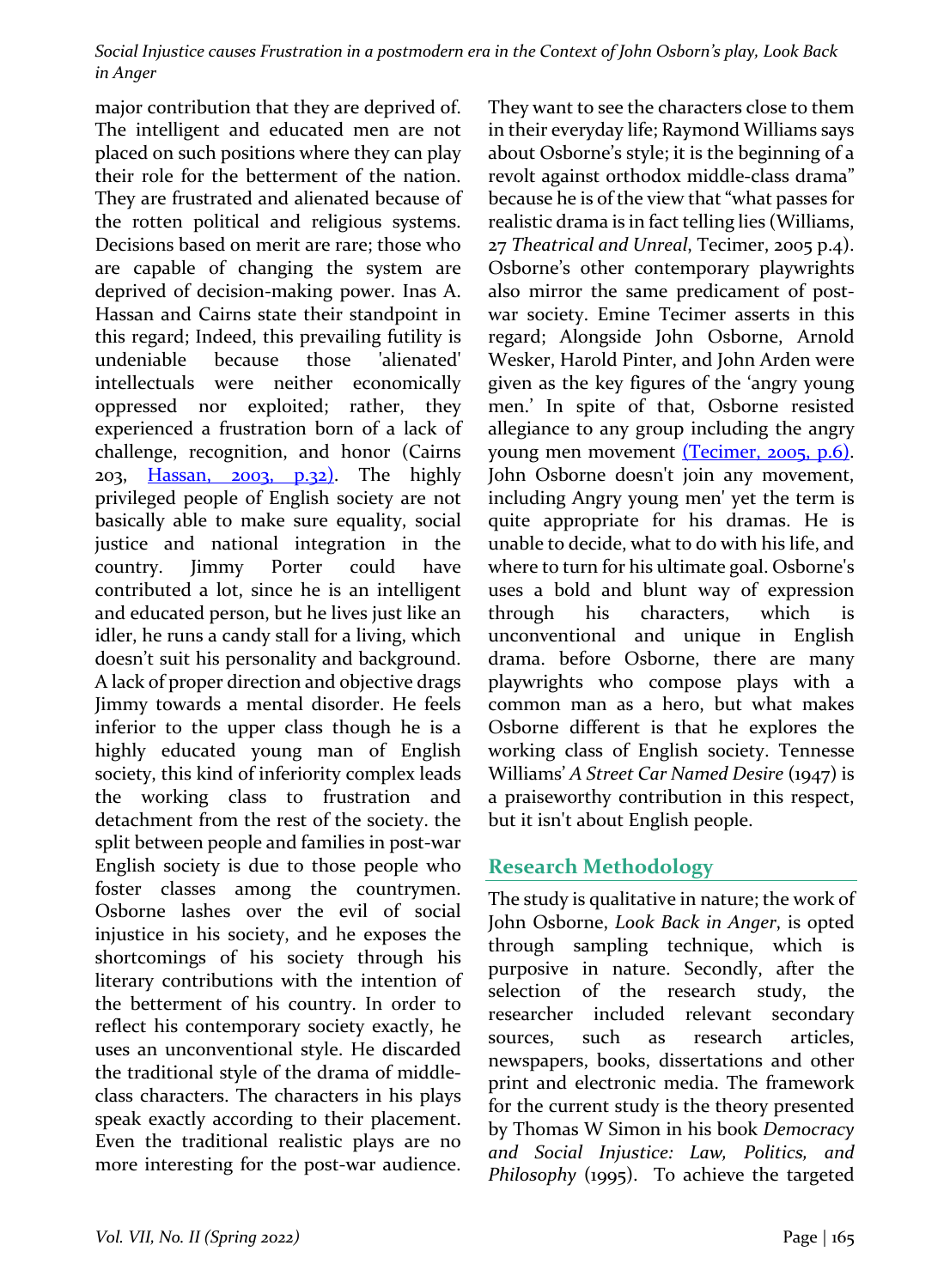major contribution that they are deprived of. The intelligent and educated men are not placed on such positions where they can play their role for the betterment of the nation. They are frustrated and alienated because of the rotten political and religious systems. Decisions based on merit are rare; those who are capable of changing the system are deprived of decision-making power. Inas A. Hassan and Cairns state their standpoint in this regard; Indeed, this prevailing futility is undeniable because those 'alienated' intellectuals were neither economically oppressed nor exploited; rather, they experienced a frustration born of a lack of challenge, recognition, and honor (Cairns 203, [Hassan, 2003, p.32]). The highly privileged people of English society are not basically able to make sure equality, social justice and national integration in the country. Jimmy Porter could have contributed a lot, since he is an intelligent and educated person, but he lives just like an idler, he runs a candy stall for a living, which doesn't suit his personality and background. A lack of proper direction and objective drags Jimmy towards a mental disorder. He feels inferior to the upper class though he is a highly educated young man of English society, this kind of inferiority complex leads the working class to frustration and detachment from the rest of the society. the split between people and families in post-war English society is due to those people who foster classes among the countrymen. Osborne lashes over the evil of social injustice in his society, and he exposes the shortcomings of his society through his literary contributions with the intention of the betterment of his country. In order to reflect his contemporary society exactly, he uses an unconventional style. He discarded the traditional style of the drama of middle-class characters. The characters in his plays speak exactly according to their placement. Even the traditional realistic plays are no more interesting for the post-war audience. They want to see the characters close to them in their everyday life; Raymond Williams says about Osborne's style; it is the beginning of a revolt against orthodox middle-class drama" because he is of the view that "what passes for realistic drama is in fact telling lies (Williams, 27 *Theatrical and Unreal*, Tecimer, 2005 p.4). Osborne's other contemporary playwrights also mirror the same predicament of post-war society. Emine Tecimer asserts in this regard; Alongside John Osborne, Arnold Wesker, Harold Pinter, and John Arden were given as the key figures of the 'angry young men.' In spite of that, Osborne resisted allegiance to any group including the angry young men movement [(Tecimer, 2005, p.6)]. John Osborne doesn't join any movement, including Angry young men' yet the term is quite appropriate for his dramas. He is unable to decide, what to do with his life, and where to turn for his ultimate goal. Osborne's uses a bold and blunt way of expression through his characters, which is unconventional and unique in English drama. before Osborne, there are many playwrights who compose plays with a common man as a hero, but what makes Osborne different is that he explores the working class of English society. Tennesse Williams' *A Street Car Named Desire* (1947) is a praiseworthy contribution in this respect, but it isn't about English people.

## Research Methodology

The study is qualitative in nature; the work of John Osborne, *Look Back in Anger*, is opted through sampling technique, which is purposive in nature. Secondly, after the selection of the research study, the researcher included relevant secondary sources, such as research articles, newspapers, books, dissertations and other print and electronic media. The framework for the current study is the theory presented by Thomas W Simon in his book *Democracy and Social Injustice: Law, Politics, and Philosophy* (1995). To achieve the targeted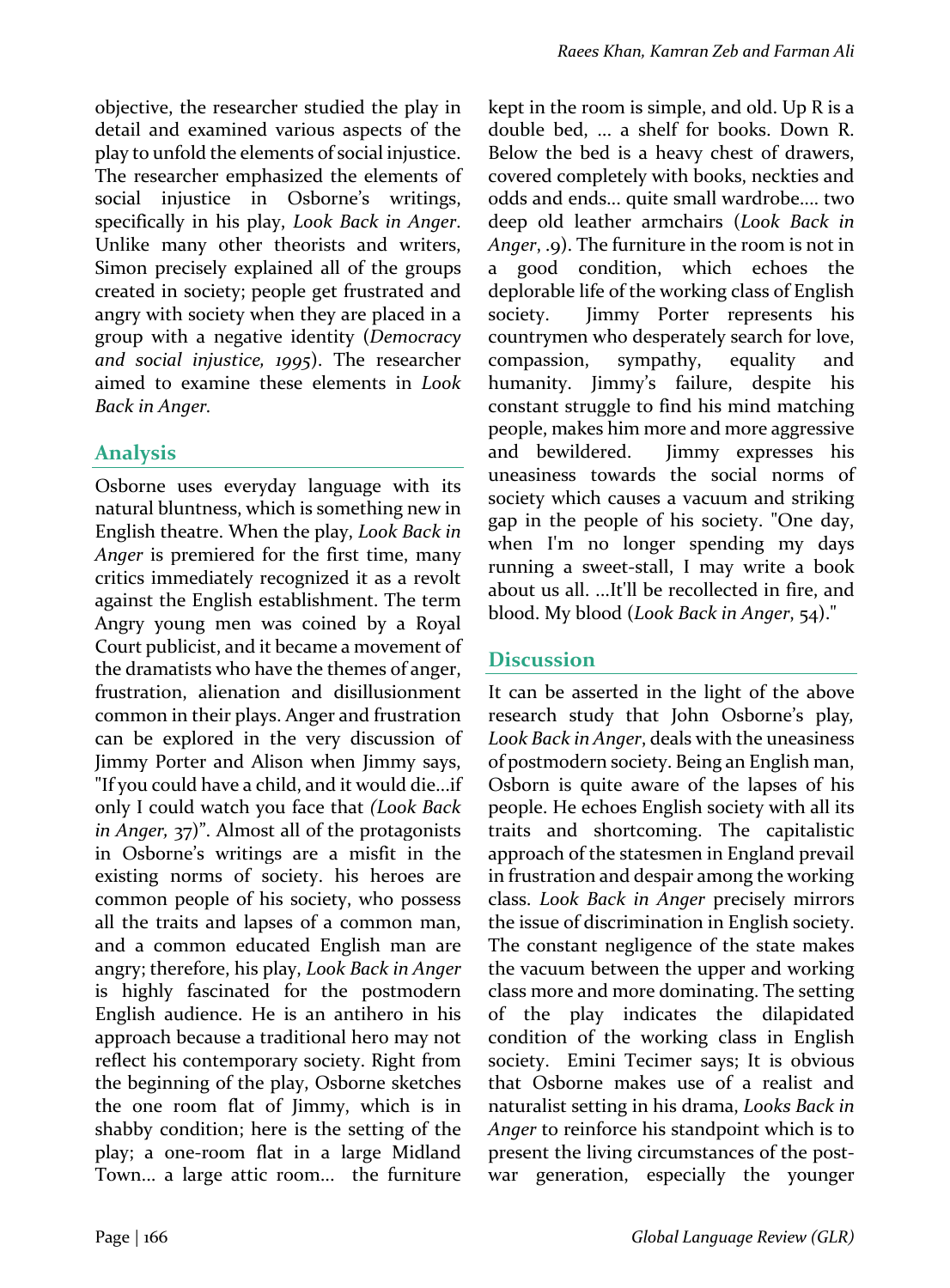objective, the researcher studied the play in detail and examined various aspects of the play to unfold the elements of social injustice. The researcher emphasized the elements of social injustice in Osborne's writings, specifically in his play, *Look Back in Anger.* Unlike many other theorists and writers, Simon precisely explained all of the groups created in society; people get frustrated and angry with society when they are placed in a group with a negative identity (*Democracy and social injustice, 1995*). The researcher aimed to examine these elements in *Look Back in Anger.*

## Analysis

Osborne uses everyday language with its natural bluntness, which is something new in English theatre. When the play, *Look Back in Anger* is premiered for the first time, many critics immediately recognized it as a revolt against the English establishment. The term Angry young men was coined by a Royal Court publicist, and it became a movement of the dramatists who have the themes of anger, frustration, alienation and disillusionment common in their plays. Anger and frustration can be explored in the very discussion of Jimmy Porter and Alison when Jimmy says, "If you could have a child, and it would die…if only I could watch you face that *(Look Back in Anger,* 37)". Almost all of the protagonists in Osborne's writings are a misfit in the existing norms of society. his heroes are common people of his society, who possess all the traits and lapses of a common man, and a common educated English man are angry; therefore, his play, *Look Back in Anger* is highly fascinated for the postmodern English audience. He is an antihero in his approach because a traditional hero may not reflect his contemporary society. Right from the beginning of the play, Osborne sketches the one room flat of Jimmy, which is in shabby condition; here is the setting of the play; a one-room flat in a large Midland Town… a large attic room… the furniture kept in the room is simple, and old. Up R is a double bed, ... a shelf for books. Down R. Below the bed is a heavy chest of drawers, covered completely with books, neckties and odds and ends… quite small wardrobe…. two deep old leather armchairs (*Look Back in Anger*, .9). The furniture in the room is not in a good condition, which echoes the deplorable life of the working class of English society. Jimmy Porter represents his countrymen who desperately search for love, compassion, sympathy, equality and humanity. Jimmy's failure, despite his constant struggle to find his mind matching people, makes him more and more aggressive and bewildered. Jimmy expresses his uneasiness towards the social norms of society which causes a vacuum and striking gap in the people of his society. "One day, when I'm no longer spending my days running a sweet-stall, I may write a book about us all. …It'll be recollected in fire, and blood. My blood (*Look Back in Anger*, 54)."

## Discussion

It can be asserted in the light of the above research study that John Osborne's play, *Look Back in Anger*, deals with the uneasiness of postmodern society. Being an English man, Osborn is quite aware of the lapses of his people. He echoes English society with all its traits and shortcoming. The capitalistic approach of the statesmen in England prevail in frustration and despair among the working class. *Look Back in Anger* precisely mirrors the issue of discrimination in English society. The constant negligence of the state makes the vacuum between the upper and working class more and more dominating. The setting of the play indicates the dilapidated condition of the working class in English society. Emini Tecimer says; It is obvious that Osborne makes use of a realist and naturalist setting in his drama, *Looks Back in Anger* to reinforce his standpoint which is to present the living circumstances of the post-war generation, especially the younger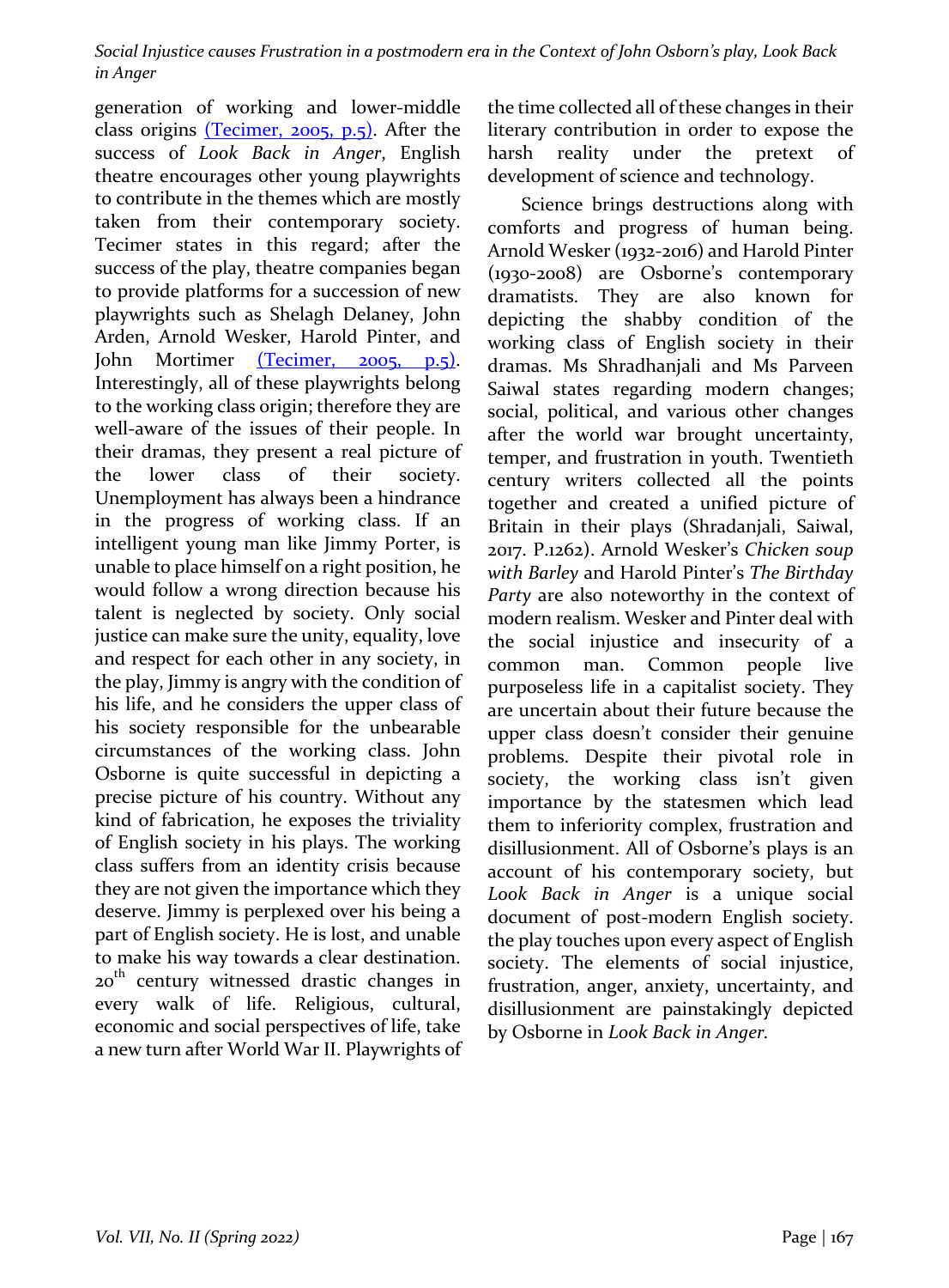generation of working and lower-middle class origins (Tecimer, 2005, p.5). After the success of *Look Back in Anger*, English theatre encourages other young playwrights to contribute in the themes which are mostly taken from their contemporary society. Tecimer states in this regard; after the success of the play, theatre companies began to provide platforms for a succession of new playwrights such as Shelagh Delaney, John Arden, Arnold Wesker, Harold Pinter, and John Mortimer (Tecimer, 2005, p.5). Interestingly, all of these playwrights belong to the working class origin; therefore they are well-aware of the issues of their people. In their dramas, they present a real picture of the lower class of their society. Unemployment has always been a hindrance in the progress of working class. If an intelligent young man like Jimmy Porter, is unable to place himself on a right position, he would follow a wrong direction because his talent is neglected by society. Only social justice can make sure the unity, equality, love and respect for each other in any society, in the play, Jimmy is angry with the condition of his life, and he considers the upper class of his society responsible for the unbearable circumstances of the working class. John Osborne is quite successful in depicting a precise picture of his country. Without any kind of fabrication, he exposes the triviality of English society in his plays. The working class suffers from an identity crisis because they are not given the importance which they deserve. Jimmy is perplexed over his being a part of English society. He is lost, and unable to make his way towards a clear destination. 20th century witnessed drastic changes in every walk of life. Religious, cultural, economic and social perspectives of life, take a new turn after World War II. Playwrights of the time collected all of these changes in their literary contribution in order to expose the harsh reality under the pretext of development of science and technology.

Science brings destructions along with comforts and progress of human being. Arnold Wesker (1932-2016) and Harold Pinter (1930-2008) are Osborne's contemporary dramatists. They are also known for depicting the shabby condition of the working class of English society in their dramas. Ms Shradhanjali and Ms Parveen Saiwal states regarding modern changes; social, political, and various other changes after the world war brought uncertainty, temper, and frustration in youth. Twentieth century writers collected all the points together and created a unified picture of Britain in their plays (Shradanjali, Saiwal, 2017. P.1262). Arnold Wesker's *Chicken soup with Barley* and Harold Pinter's *The Birthday Party* are also noteworthy in the context of modern realism. Wesker and Pinter deal with the social injustice and insecurity of a common man. Common people live purposeless life in a capitalist society. They are uncertain about their future because the upper class doesn't consider their genuine problems. Despite their pivotal role in society, the working class isn't given importance by the statesmen which lead them to inferiority complex, frustration and disillusionment. All of Osborne's plays is an account of his contemporary society, but *Look Back in Anger* is a unique social document of post-modern English society. the play touches upon every aspect of English society. The elements of social injustice, frustration, anger, anxiety, uncertainty, and disillusionment are painstakingly depicted by Osborne in *Look Back in Anger.*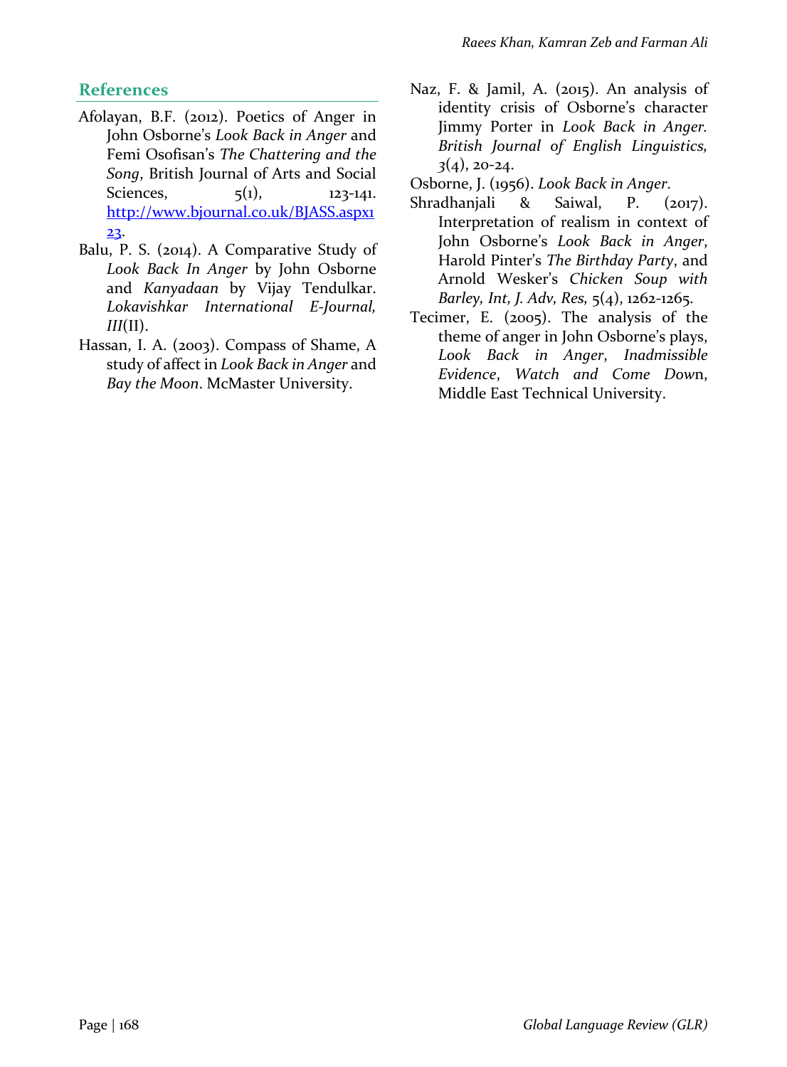## References

Afolayan, B.F. (2012). Poetics of Anger in John Osborne's *Look Back in Anger* and Femi Osofisan's *The Chattering and the Song*, British Journal of Arts and Social Sciences, 5(1), 123-141. http://www.bjournal.co.uk/BJASS.aspx123.

Balu, P. S. (2014). A Comparative Study of *Look Back In Anger* by John Osborne and *Kanyadaan* by Vijay Tendulkar. *Lokavishkar International E-Journal, III*(II).

Hassan, I. A. (2003). Compass of Shame, A study of affect in *Look Back in Anger* and *Bay the Moon*. McMaster University.

Naz, F. & Jamil, A. (2015). An analysis of identity crisis of Osborne's character Jimmy Porter in *Look Back in Anger. British Journal of English Linguistics, 3*(4), 20-24.

Osborne, J. (1956). *Look Back in Anger*.

Shradhanjali & Saiwal, P. (2017). Interpretation of realism in context of John Osborne's *Look Back in Anger*, Harold Pinter's *The Birthday Party*, and Arnold Wesker's *Chicken Soup with Barley, Int, J. Adv, Res,* 5(4), 1262-1265.

Tecimer, E. (2005). The analysis of the theme of anger in John Osborne's plays, *Look Back in Anger*, *Inadmissible Evidence*, *Watch and Come Down*, Middle East Technical University.